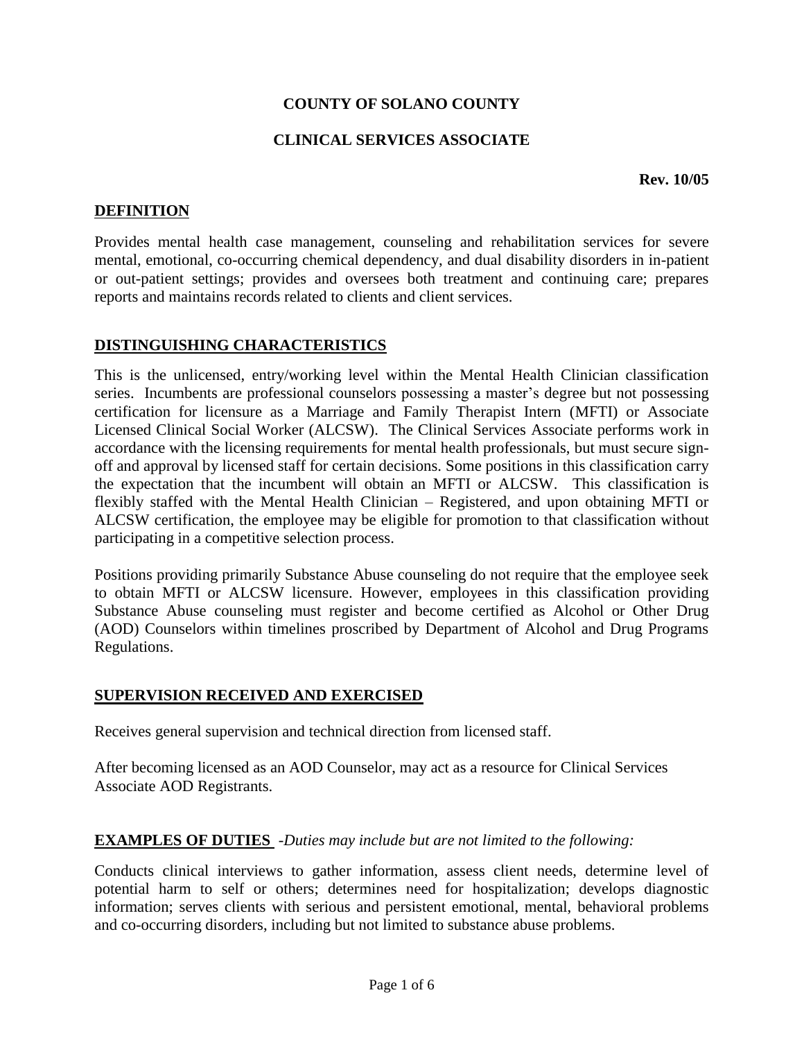# COUNTY OF SOLANO COUNTY

## CLINICAL SERVICES ASSOCIATE

**Rev. 10/05**

### DEFINITION

Provides mental health case management, counseling and rehabilitation services for severe mental, emotional, co-occurring chemical dependency, and dual disability disorders in in-patient or out-patient settings; provides and oversees both treatment and continuing care; prepares reports and maintains records related to clients and client services.

### DISTINGUISHING CHARACTERISTICS

This is the unlicensed, entry/working level within the Mental Health Clinician classification series. Incumbents are professional counselors possessing a master's degree but not possessing certification for licensure as a Marriage and Family Therapist Intern (MFTI) or Associate Licensed Clinical Social Worker (ALCSW). The Clinical Services Associate performs work in accordance with the licensing requirements for mental health professionals, but must secure sign-off and approval by licensed staff for certain decisions. Some positions in this classification carry the expectation that the incumbent will obtain an MFTI or ALCSW. This classification is flexibly staffed with the Mental Health Clinician – Registered, and upon obtaining MFTI or ALCSW certification, the employee may be eligible for promotion to that classification without participating in a competitive selection process.

Positions providing primarily Substance Abuse counseling do not require that the employee seek to obtain MFTI or ALCSW licensure. However, employees in this classification providing Substance Abuse counseling must register and become certified as Alcohol or Other Drug (AOD) Counselors within timelines proscribed by Department of Alcohol and Drug Programs Regulations.

### SUPERVISION RECEIVED AND EXERCISED

Receives general supervision and technical direction from licensed staff.

After becoming licensed as an AOD Counselor, may act as a resource for Clinical Services Associate AOD Registrants.

### EXAMPLES OF DUTIES *-Duties may include but are not limited to the following:*

Conducts clinical interviews to gather information, assess client needs, determine level of potential harm to self or others; determines need for hospitalization; develops diagnostic information; serves clients with serious and persistent emotional, mental, behavioral problems and co-occurring disorders, including but not limited to substance abuse problems.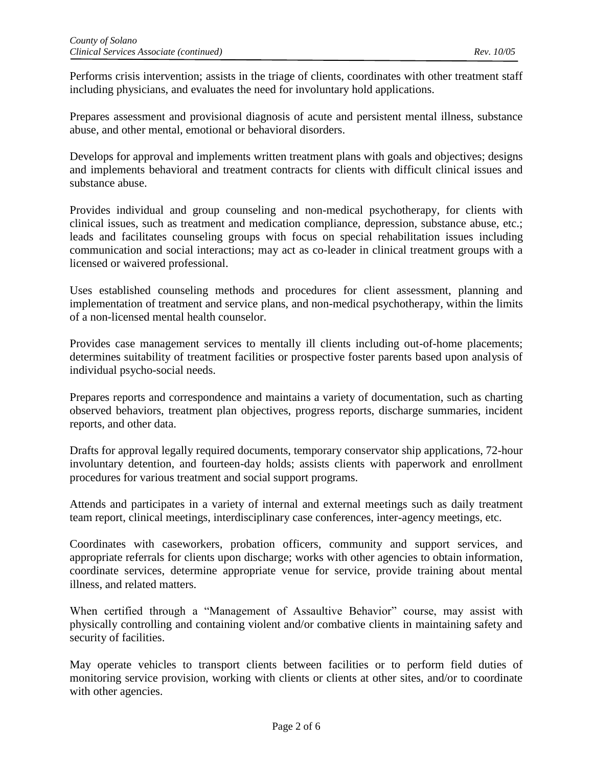Performs crisis intervention; assists in the triage of clients, coordinates with other treatment staff including physicians, and evaluates the need for involuntary hold applications.

Prepares assessment and provisional diagnosis of acute and persistent mental illness, substance abuse, and other mental, emotional or behavioral disorders.

Develops for approval and implements written treatment plans with goals and objectives; designs and implements behavioral and treatment contracts for clients with difficult clinical issues and substance abuse.

Provides individual and group counseling and non-medical psychotherapy, for clients with clinical issues, such as treatment and medication compliance, depression, substance abuse, etc.; leads and facilitates counseling groups with focus on special rehabilitation issues including communication and social interactions; may act as co-leader in clinical treatment groups with a licensed or waivered professional.

Uses established counseling methods and procedures for client assessment, planning and implementation of treatment and service plans, and non-medical psychotherapy, within the limits of a non-licensed mental health counselor.

Provides case management services to mentally ill clients including out-of-home placements; determines suitability of treatment facilities or prospective foster parents based upon analysis of individual psycho-social needs.

Prepares reports and correspondence and maintains a variety of documentation, such as charting observed behaviors, treatment plan objectives, progress reports, discharge summaries, incident reports, and other data.

Drafts for approval legally required documents, temporary conservator ship applications, 72-hour involuntary detention, and fourteen-day holds; assists clients with paperwork and enrollment procedures for various treatment and social support programs.

Attends and participates in a variety of internal and external meetings such as daily treatment team report, clinical meetings, interdisciplinary case conferences, inter-agency meetings, etc.

Coordinates with caseworkers, probation officers, community and support services, and appropriate referrals for clients upon discharge; works with other agencies to obtain information, coordinate services, determine appropriate venue for service, provide training about mental illness, and related matters.

When certified through a "Management of Assaultive Behavior" course, may assist with physically controlling and containing violent and/or combative clients in maintaining safety and security of facilities.

May operate vehicles to transport clients between facilities or to perform field duties of monitoring service provision, working with clients or clients at other sites, and/or to coordinate with other agencies.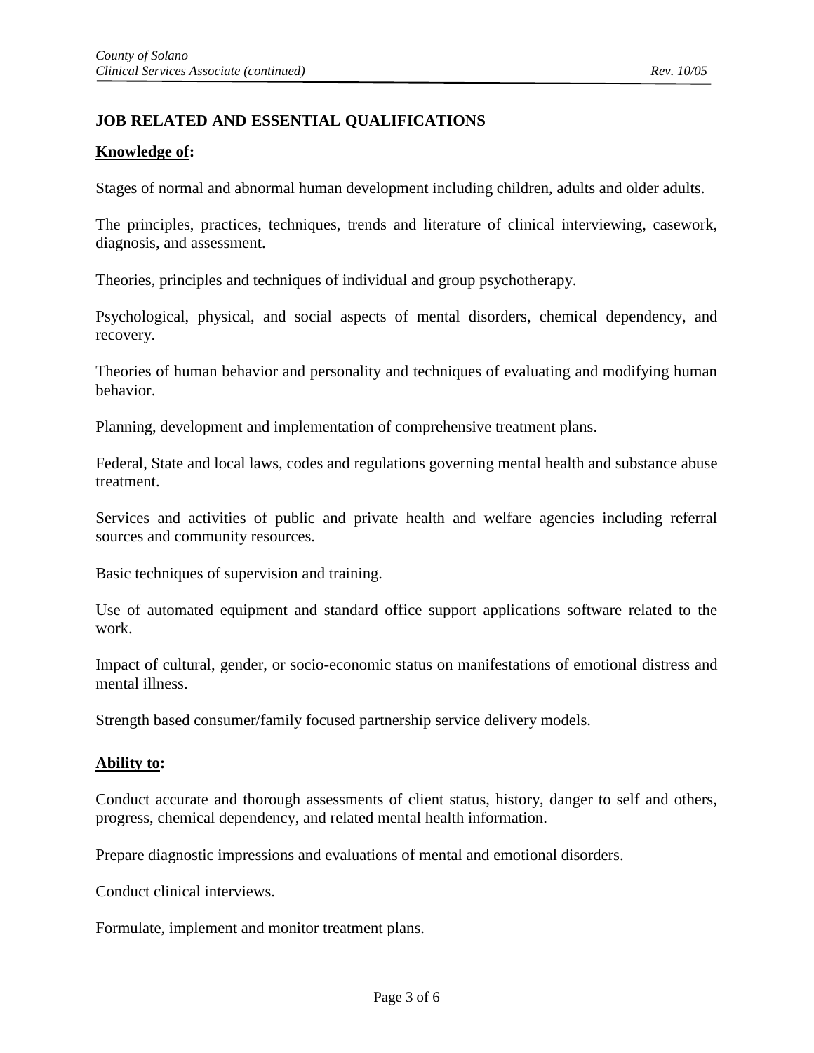## JOB RELATED AND ESSENTIAL QUALIFICATIONS

**Knowledge of:**

Stages of normal and abnormal human development including children, adults and older adults.

The principles, practices, techniques, trends and literature of clinical interviewing, casework, diagnosis, and assessment.

Theories, principles and techniques of individual and group psychotherapy.

Psychological, physical, and social aspects of mental disorders, chemical dependency, and recovery.

Theories of human behavior and personality and techniques of evaluating and modifying human behavior.

Planning, development and implementation of comprehensive treatment plans.

Federal, State and local laws, codes and regulations governing mental health and substance abuse treatment.

Services and activities of public and private health and welfare agencies including referral sources and community resources.

Basic techniques of supervision and training.

Use of automated equipment and standard office support applications software related to the work.

Impact of cultural, gender, or socio-economic status on manifestations of emotional distress and mental illness.

Strength based consumer/family focused partnership service delivery models.

**Ability to:**

Conduct accurate and thorough assessments of client status, history, danger to self and others, progress, chemical dependency, and related mental health information.

Prepare diagnostic impressions and evaluations of mental and emotional disorders.

Conduct clinical interviews.

Formulate, implement and monitor treatment plans.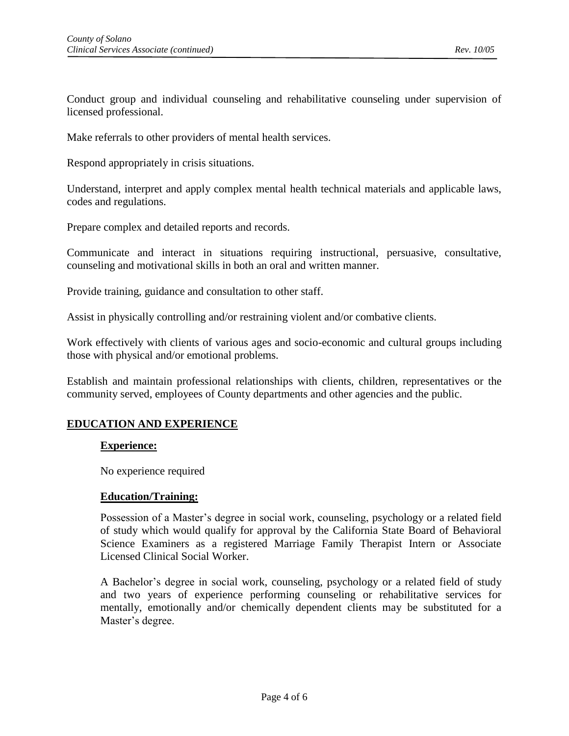Conduct group and individual counseling and rehabilitative counseling under supervision of licensed professional.

Make referrals to other providers of mental health services.

Respond appropriately in crisis situations.

Understand, interpret and apply complex mental health technical materials and applicable laws, codes and regulations.

Prepare complex and detailed reports and records.

Communicate and interact in situations requiring instructional, persuasive, consultative, counseling and motivational skills in both an oral and written manner.

Provide training, guidance and consultation to other staff.

Assist in physically controlling and/or restraining violent and/or combative clients.

Work effectively with clients of various ages and socio-economic and cultural groups including those with physical and/or emotional problems.

Establish and maintain professional relationships with clients, children, representatives or the community served, employees of County departments and other agencies and the public.

## EDUCATION AND EXPERIENCE

### Experience:

No experience required

### Education/Training:

Possession of a Master's degree in social work, counseling, psychology or a related field of study which would qualify for approval by the California State Board of Behavioral Science Examiners as a registered Marriage Family Therapist Intern or Associate Licensed Clinical Social Worker.

A Bachelor's degree in social work, counseling, psychology or a related field of study and two years of experience performing counseling or rehabilitative services for mentally, emotionally and/or chemically dependent clients may be substituted for a Master's degree.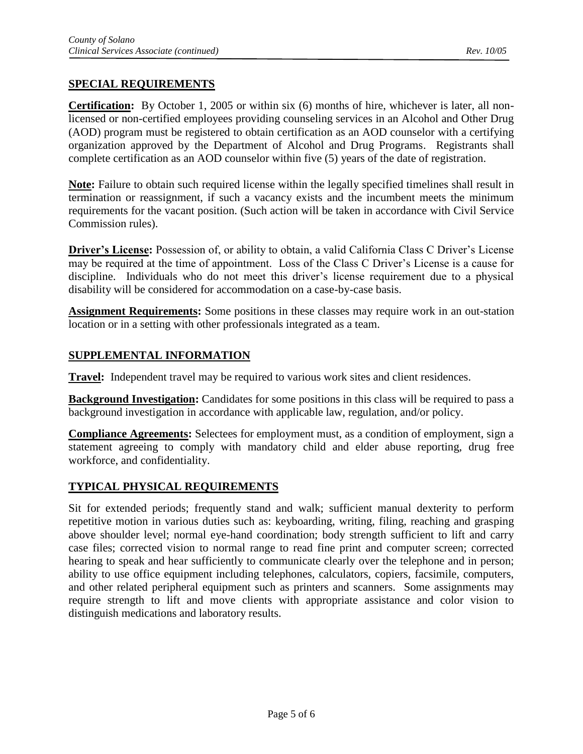## SPECIAL REQUIREMENTS

**Certification:** By October 1, 2005 or within six (6) months of hire, whichever is later, all non-licensed or non-certified employees providing counseling services in an Alcohol and Other Drug (AOD) program must be registered to obtain certification as an AOD counselor with a certifying organization approved by the Department of Alcohol and Drug Programs. Registrants shall complete certification as an AOD counselor within five (5) years of the date of registration.

**Note:** Failure to obtain such required license within the legally specified timelines shall result in termination or reassignment, if such a vacancy exists and the incumbent meets the minimum requirements for the vacant position. (Such action will be taken in accordance with Civil Service Commission rules).

**Driver's License:** Possession of, or ability to obtain, a valid California Class C Driver's License may be required at the time of appointment. Loss of the Class C Driver's License is a cause for discipline. Individuals who do not meet this driver's license requirement due to a physical disability will be considered for accommodation on a case-by-case basis.

**Assignment Requirements:** Some positions in these classes may require work in an out-station location or in a setting with other professionals integrated as a team.

## SUPPLEMENTAL INFORMATION

**Travel:** Independent travel may be required to various work sites and client residences.

**Background Investigation:** Candidates for some positions in this class will be required to pass a background investigation in accordance with applicable law, regulation, and/or policy.

**Compliance Agreements:** Selectees for employment must, as a condition of employment, sign a statement agreeing to comply with mandatory child and elder abuse reporting, drug free workforce, and confidentiality.

## TYPICAL PHYSICAL REQUIREMENTS

Sit for extended periods; frequently stand and walk; sufficient manual dexterity to perform repetitive motion in various duties such as: keyboarding, writing, filing, reaching and grasping above shoulder level; normal eye-hand coordination; body strength sufficient to lift and carry case files; corrected vision to normal range to read fine print and computer screen; corrected hearing to speak and hear sufficiently to communicate clearly over the telephone and in person; ability to use office equipment including telephones, calculators, copiers, facsimile, computers, and other related peripheral equipment such as printers and scanners. Some assignments may require strength to lift and move clients with appropriate assistance and color vision to distinguish medications and laboratory results.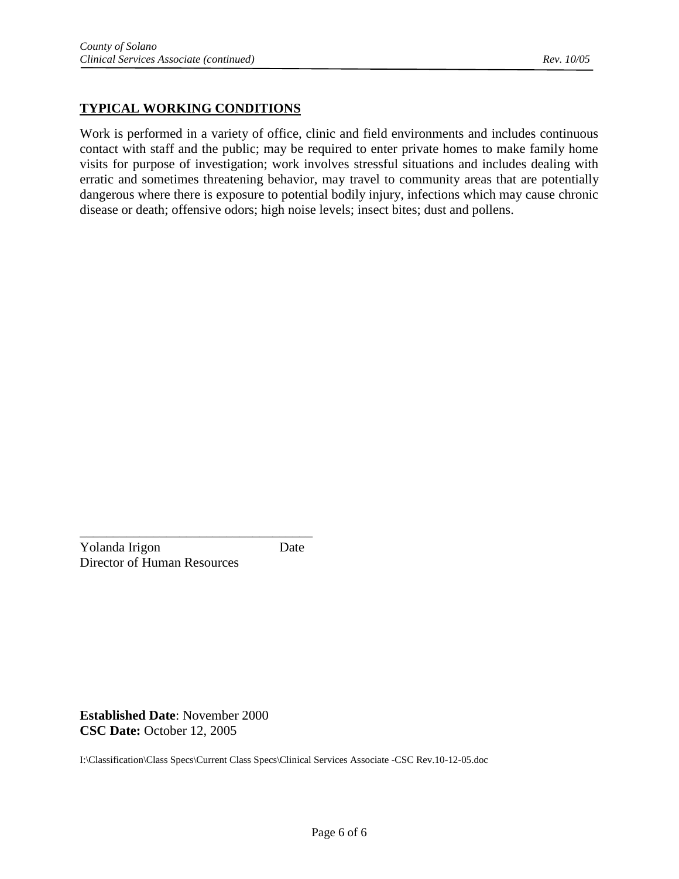## TYPICAL WORKING CONDITIONS

Work is performed in a variety of office, clinic and field environments and includes continuous contact with staff and the public; may be required to enter private homes to make family home visits for purpose of investigation; work involves stressful situations and includes dealing with erratic and sometimes threatening behavior, may travel to community areas that are potentially dangerous where there is exposure to potential bodily injury, infections which may cause chronic disease or death; offensive odors; high noise levels; insect bites; dust and pollens.

\_\_\_\_\_\_\_\_\_\_\_\_\_\_\_\_\_\_\_\_\_\_\_\_\_\_\_\_\_\_\_\_\_\_\_\_
Yolanda Irigon Date
Director of Human Resources

**Established Date**: November 2000
**CSC Date:** October 12, 2005

I:\Classification\Class Specs\Current Class Specs\Clinical Services Associate -CSC Rev.10-12-05.doc